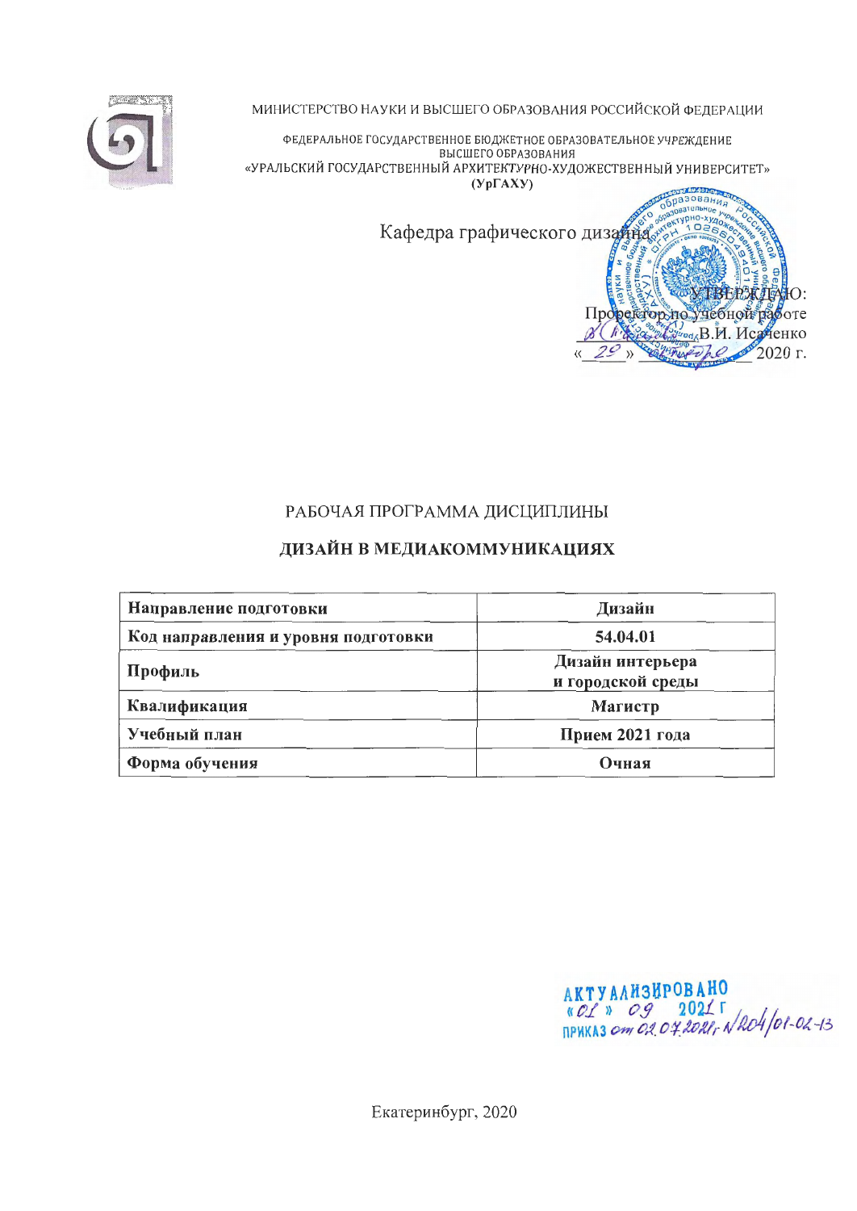МИНИСТЕРСТВО НАУКИ И ВЫСШЕГО ОБРАЗОВАНИЯ РОССИЙСКОЙ ФЕДЕРАЦИИ

ФЕДЕРАЛЬНОЕ ГОСУДАРСТВЕННОЕ БЮДЖЕТНОЕ ОБРАЗОВАТЕЛЬНОЕ УЧРЕЖДЕНИЕ
ВЫСШЕГО ОБРАЗОВАНИЯ
«УРАЛЬСКИЙ ГОСУДАРСТВЕННЫЙ АРХИТЕКТУРНО-ХУДОЖЕСТВЕННЫЙ УНИВЕРСИТЕТ»
**(УрГАХУ)**

Кафедра графического дизайна

УТВЕРЖДАЮ:
Проректор по учебной работе
_________ В.И. Исаченко
« 29 » _________ 2020 г.

РАБОЧАЯ ПРОГРАММА ДИСЦИПЛИНЫ

**ДИЗАЙН В МЕДИАКОММУНИКАЦИЯХ**

| | |
|---|---|
| **Направление подготовки** | **Дизайн** |
| **Код направления и уровня подготовки** | **54.04.01** |
| **Профиль** | **Дизайн интерьера и городской среды** |
| **Квалификация** | **Магистр** |
| **Учебный план** | **Прием 2021 года** |
| **Форма обучения** | **Очная** |

АКТУАЛИЗИРОВАНО
« 01 » 09 2021 г
ПРИКАЗ от 02.07.2021, №204/01-02-13

Екатеринбург, 2020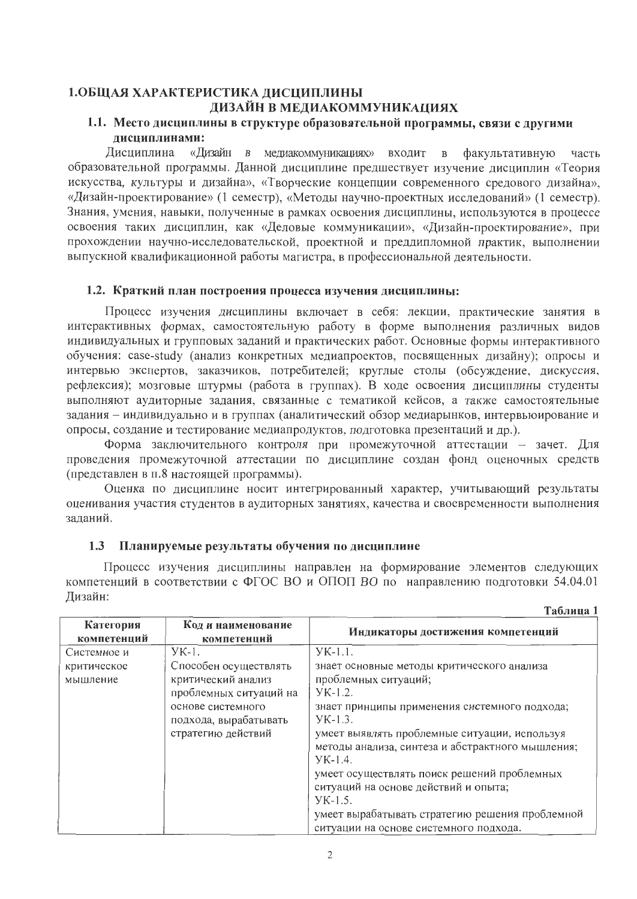# 1.ОБЩАЯ ХАРАКТЕРИСТИКА ДИСЦИПЛИНЫ ДИЗАЙН В МЕДИАКОММУНИКАЦИЯХ

## 1.1. Место дисциплины в структуре образовательной программы, связи с другими дисциплинами:

Дисциплина «Дизайн в медиакоммуникациях» входит в факультативную часть образовательной программы. Данной дисциплине предшествует изучение дисциплин «Теория искусства, культуры и дизайна», «Творческие концепции современного средового дизайна», «Дизайн-проектирование» (1 семестр), «Методы научно-проектных исследований» (1 семестр). Знания, умения, навыки, полученные в рамках освоения дисциплины, используются в процессе освоения таких дисциплин, как «Деловые коммуникации», «Дизайн-проектирование», при прохождении научно-исследовательской, проектной и преддипломной практик, выполнении выпускной квалификационной работы магистра, в профессиональной деятельности.

## 1.2. Краткий план построения процесса изучения дисциплины:

Процесс изучения дисциплины включает в себя: лекции, практические занятия в интерактивных формах, самостоятельную работу в форме выполнения различных видов индивидуальных и групповых заданий и практических работ. Основные формы интерактивного обучения: case-study (анализ конкретных медиапроектов, посвященных дизайну); опросы и интервью экспертов, заказчиков, потребителей; круглые столы (обсуждение, дискуссия, рефлексия); мозговые штурмы (работа в группах). В ходе освоения дисциплины студенты выполняют аудиторные задания, связанные с тематикой кейсов, а также самостоятельные задания – индивидуально и в группах (аналитический обзор медиарынков, интервьюирование и опросы, создание и тестирование медиапродуктов, подготовка презентаций и др.).

Форма заключительного контроля при промежуточной аттестации – зачет. Для проведения промежуточной аттестации по дисциплине создан фонд оценочных средств (представлен в п.8 настоящей программы).

Оценка по дисциплине носит интегрированный характер, учитывающий результаты оценивания участия студентов в аудиторных занятиях, качества и своевременности выполнения заданий.

## 1.3 Планируемые результаты обучения по дисциплине

Процесс изучения дисциплины направлен на формирование элементов следующих компетенций в соответствии с ФГОС ВО и ОПОП ВО по направлению подготовки 54.04.01 Дизайн:

**Таблица 1**

| Категория компетенций | Код и наименование компетенций | Индикаторы достижения компетенций |
|---|---|---|
| Системное и критическое мышление | УК-1. Способен осуществлять критический анализ проблемных ситуаций на основе системного подхода, вырабатывать стратегию действий | УК-1.1. знает основные методы критического анализа проблемных ситуаций; УК-1.2. знает принципы применения системного подхода; УК-1.3. умеет выявлять проблемные ситуации, используя методы анализа, синтеза и абстрактного мышления; УК-1.4. умеет осуществлять поиск решений проблемных ситуаций на основе действий и опыта; УК-1.5. умеет вырабатывать стратегию решения проблемной ситуации на основе системного подхода. |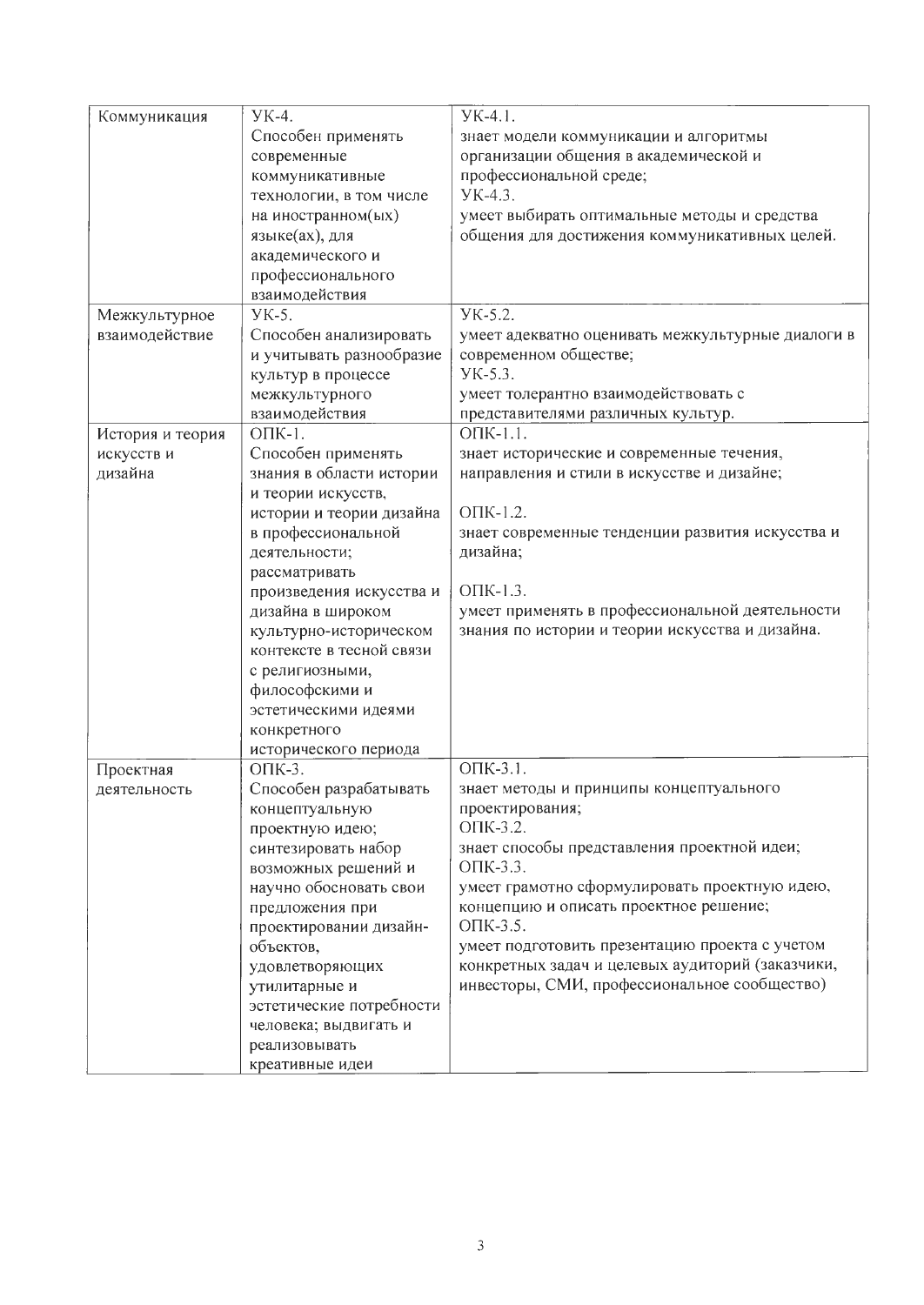| Коммуникация | УК-4.<br>Способен применять современные коммуникативные технологии, в том числе на иностранном(ых) языке(ах), для академического и профессионального взаимодействия | УК-4.1.<br>знает модели коммуникации и алгоритмы организации общения в академической и профессиональной среде;<br>УК-4.3.<br>умеет выбирать оптимальные методы и средства общения для достижения коммуникативных целей. |
|---|---|---|
| Межкультурное взаимодействие | УК-5.<br>Способен анализировать и учитывать разнообразие культур в процессе межкультурного взаимодействия | УК-5.2.<br>умеет адекватно оценивать межкультурные диалоги в современном обществе;<br>УК-5.3.<br>умеет толерантно взаимодействовать с представителями различных культур. |
| История и теория искусств и дизайна | ОПК-1.<br>Способен применять знания в области истории и теории искусств, истории и теории дизайна в профессиональной деятельности; рассматривать произведения искусства и дизайна в широком культурно-историческом контексте в тесной связи с религиозными, философскими и эстетическими идеями конкретного исторического периода | ОПК-1.1.<br>знает исторические и современные течения, направления и стили в искусстве и дизайне;<br><br>ОПК-1.2.<br>знает современные тенденции развития искусства и дизайна;<br><br>ОПК-1.3.<br>умеет применять в профессиональной деятельности знания по истории и теории искусства и дизайна. |
| Проектная деятельность | ОПК-3.<br>Способен разрабатывать концептуальную проектную идею; синтезировать набор возможных решений и научно обосновать свои предложения при проектировании дизайн-объектов, удовлетворяющих утилитарные и эстетические потребности человека; выдвигать и реализовывать креативные идеи | ОПК-3.1.<br>знает методы и принципы концептуального проектирования;<br>ОПК-3.2.<br>знает способы представления проектной идеи;<br>ОПК-3.3.<br>умеет грамотно сформулировать проектную идею, концепцию и описать проектное решение;<br>ОПК-3.5.<br>умеет подготовить презентацию проекта с учетом конкретных задач и целевых аудиторий (заказчики, инвесторы, СМИ, профессиональное сообщество) |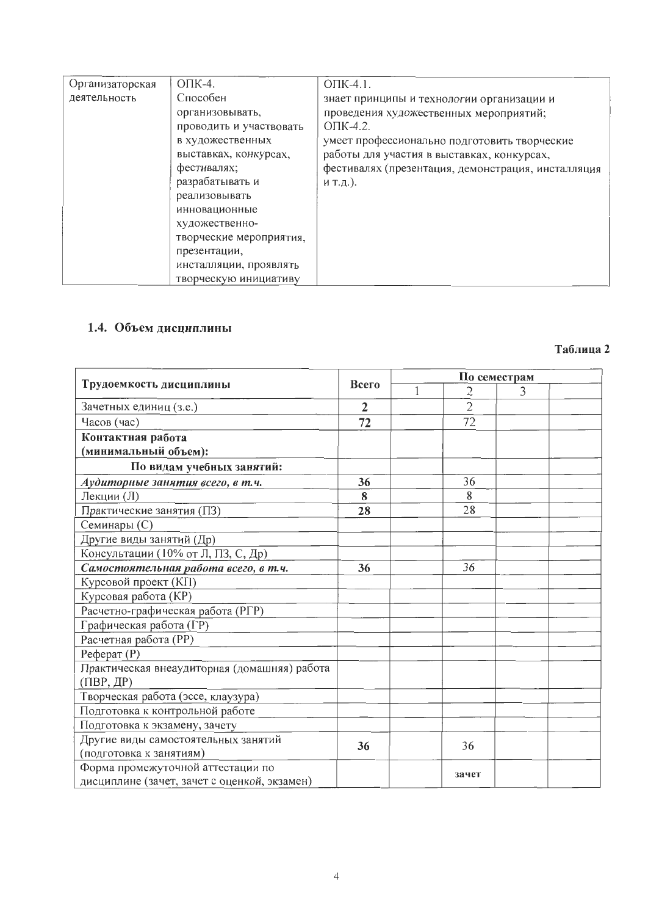| Организаторская деятельность | ОПК-4. Способен организовывать, проводить и участвовать в художественных выставках, конкурсах, фестивалях; разрабатывать и реализовывать инновационные художественно-творческие мероприятия, презентации, инсталляции, проявлять творческую инициативу | ОПК-4.1. знает принципы и технологии организации и проведения художественных мероприятий; ОПК-4.2. умеет профессионально подготовить творческие работы для участия в выставках, конкурсах, фестивалях (презентация, демонстрация, инсталляция и т.д.). |
|---|---|---|

## 1.4. Объем дисциплины

**Таблица 2**

| Трудоемкость дисциплины | Всего | По семестрам | | | |
|---|---|---|---|---|---|
| | | 1 | 2 | 3 | |
| Зачетных единиц (з.е.) | **2** | | 2 | | |
| Часов (час) | **72** | | 72 | | |
| **Контактная работа (минимальный объем):** | | | | | |
| **По видам учебных занятий:** | | | | | |
| ***Аудиторные занятия всего, в т.ч.*** | **36** | | 36 | | |
| Лекции (Л) | **8** | | 8 | | |
| Практические занятия (ПЗ) | **28** | | 28 | | |
| Семинары (С) | | | | | |
| Другие виды занятий (Др) | | | | | |
| Консультации (10% от Л, ПЗ, С, Др) | | | | | |
| ***Самостоятельная работа всего, в т.ч.*** | **36** | | *36* | | |
| Курсовой проект (КП) | | | | | |
| Курсовая работа (КР) | | | | | |
| Расчетно-графическая работа (РГР) | | | | | |
| Графическая работа (ГР) | | | | | |
| Расчетная работа (РР) | | | | | |
| Реферат (Р) | | | | | |
| Практическая внеаудиторная (домашняя) работа (ПВР, ДР) | | | | | |
| Творческая работа (эссе, клаузура) | | | | | |
| Подготовка к контрольной работе | | | | | |
| Подготовка к экзамену, зачету | | | | | |
| Другие виды самостоятельных занятий (подготовка к занятиям) | **36** | | 36 | | |
| Форма промежуточной аттестации по дисциплине (зачет, зачет с оценкой, экзамен) | | | **зачет** | | |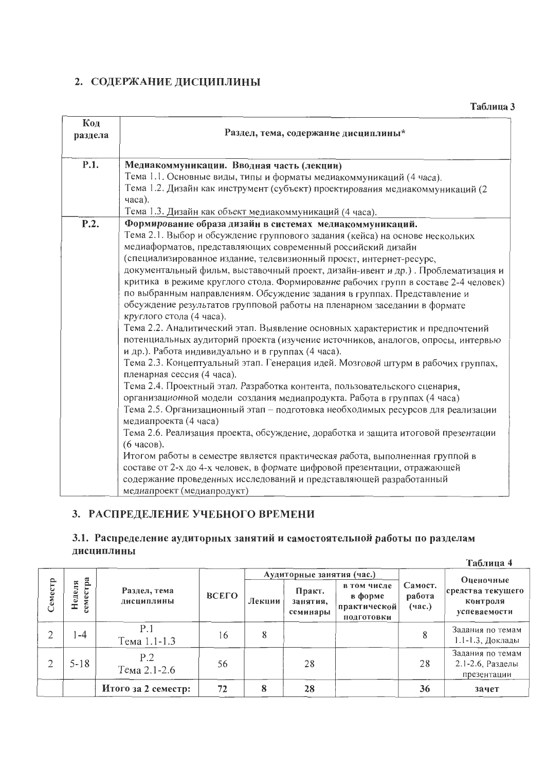## 2. СОДЕРЖАНИЕ ДИСЦИПЛИНЫ

Таблица 3

| Код раздела | Раздел, тема, содержание дисциплины* |
|---|---|
| Р.1. | **Медиакоммуникации. Вводная часть (лекции)**<br>Тема 1.1. Основные виды, типы и форматы медиакоммуникаций (4 часа).<br>Тема 1.2. Дизайн как инструмент (субъект) проектирования медиакоммуникаций (2 часа).<br>Тема 1.3. Дизайн как объект медиакоммуникаций (4 часа). |
| Р.2. | **Формирование образа дизайн в системах медиакоммуникаций.**<br>Тема 2.1. Выбор и обсуждение группового задания (кейса) на основе нескольких медиаформатов, представляющих современный российский дизайн (специализированное издание, телевизионный проект, интернет-ресурс, документальный фильм, выставочный проект, дизайн-ивент и др.) . Проблематизация и критика в режиме круглого стола. Формирование рабочих групп в составе 2-4 человек) по выбранным направлениям. Обсуждение задания в группах. Представление и обсуждение результатов групповой работы на пленарном заседании в формате круглого стола (4 часа).<br>Тема 2.2. Аналитический этап. Выявление основных характеристик и предпочтений потенциальных аудиторий проекта (изучение источников, аналогов, опросы, интервью и др.). Работа индивидуально и в группах (4 часа).<br>Тема 2.3. Концептуальный этап. Генерация идей. Мозговой штурм в рабочих группах, пленарная сессия (4 часа).<br>Тема 2.4. Проектный этап. Разработка контента, пользовательского сценария, организационной модели создания медиапродукта. Работа в группах (4 часа)<br>Тема 2.5. Организационный этап – подготовка необходимых ресурсов для реализации медиапроекта (4 часа)<br>Тема 2.6. Реализация проекта, обсуждение, доработка и защита итоговой презентации (6 часов).<br>Итогом работы в семестре является практическая работа, выполненная группой в составе от 2-х до 4-х человек, в формате цифровой презентации, отражающей содержание проведенных исследований и представляющей разработанный медиапроект (медиапродукт) |

## 3. РАСПРЕДЕЛЕНИЕ УЧЕБНОГО ВРЕМЕНИ

### 3.1. Распределение аудиторных занятий и самостоятельной работы по разделам дисциплины

Таблица 4

| Семестр | Неделя семестра | Раздел, тема дисциплины | ВСЕГО | Аудиторные занятия (час.) | | | Самост. работа (час.) | Оценочные средства текущего контроля успеваемости |
|---|---|---|---|---|---|---|---|---|
| | | | | Лекции | Практ. занятия, семинары | в том числе в форме практической подготовки | | |
| 2 | 1-4 | Р.1<br>Тема 1.1-1.3 | 16 | 8 | | | 8 | Задания по темам 1.1-1.3, Доклады |
| 2 | 5-18 | Р.2<br>Тема 2.1-2.6 | 56 | | 28 | | 28 | Задания по темам 2.1-2.6, Разделы презентации |
| | | **Итого за 2 семестр:** | **72** | **8** | **28** | | **36** | **зачет** |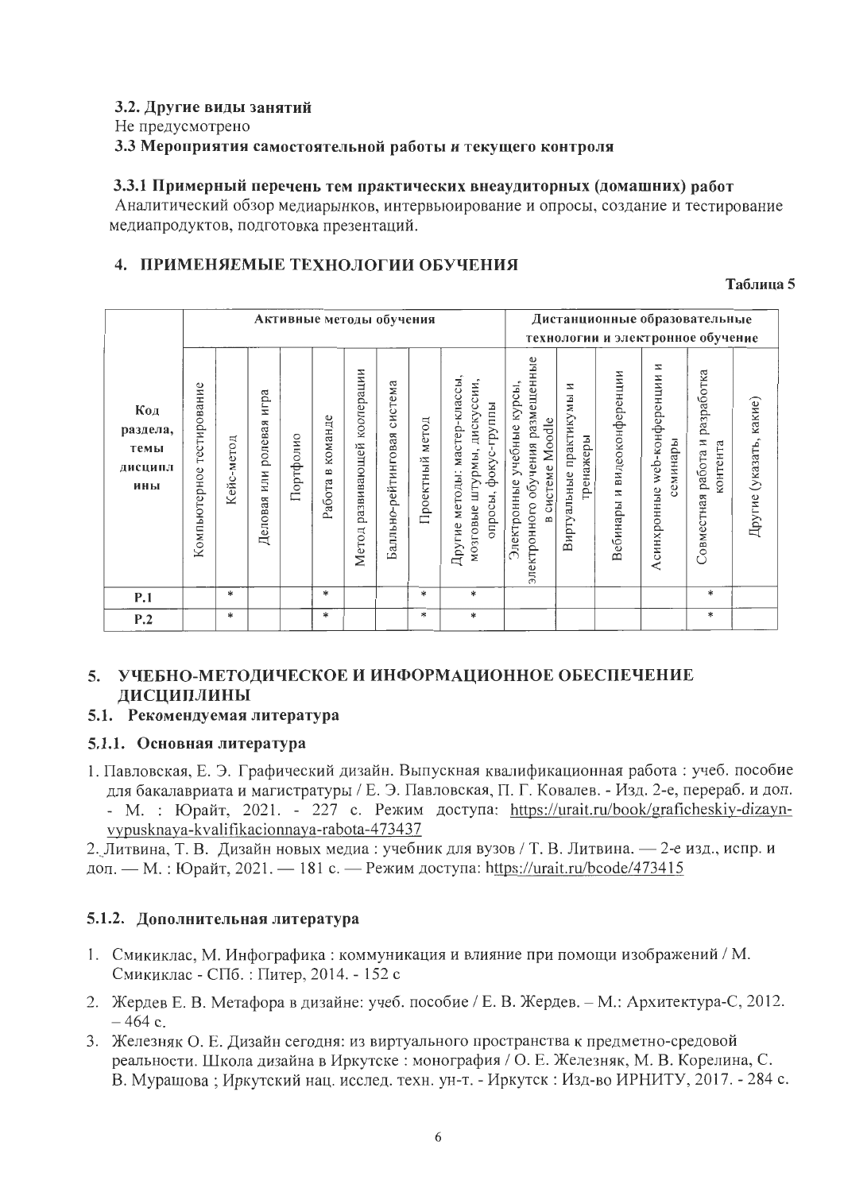### 3.2. Другие виды занятий

Не предусмотрено

### 3.3 Мероприятия самостоятельной работы и текущего контроля

#### 3.3.1 Примерный перечень тем практических внеаудиторных (домашних) работ

Аналитический обзор медиарынков, интервьюирование и опросы, создание и тестирование медиапродуктов, подготовка презентаций.

## 4. ПРИМЕНЯЕМЫЕ ТЕХНОЛОГИИ ОБУЧЕНИЯ

**Таблица 5**

| Код раздела, темы дисциплины | Активные методы обучения | | | | | | | | | Дистанционные образовательные технологии и электронное обучение | | | | | |
|---|---|---|---|---|---|---|---|---|---|---|---|---|---|---|---|
| | Компьютерное тестирование | Кейс-метод | Деловая или ролевая игра | Портфолио | Работа в команде | Метод развивающей кооперации | Балльно-рейтинговая система | Проектный метод | Другие методы: мастер-классы, мозговые штурмы, дискуссии, опросы, фокус-группы | Электронные учебные курсы, электронного обучения размещенные в системе Moodle | Виртуальные практикумы и тренажеры | Вебинары и видеоконференции | Асинхронные web-конференции и семинары | Совместная работа и разработка контента | Другие (указать, какие) |
| Р.1 | | * | | | * | | | * | * | | | | | * | |
| Р.2 | | * | | | * | | | * | * | | | | | * | |

## 5. УЧЕБНО-МЕТОДИЧЕСКОЕ И ИНФОРМАЦИОННОЕ ОБЕСПЕЧЕНИЕ ДИСЦИПЛИНЫ

### 5.1. Рекомендуемая литература

#### 5.1.1. Основная литература

1. Павловская, Е. Э. Графический дизайн. Выпускная квалификационная работа : учеб. пособие для бакалавриата и магистратуры / Е. Э. Павловская, П. Г. Ковалев. - Изд. 2-е, перераб. и доп. - М. : Юрайт, 2021. - 227 с. Режим доступа: https://urait.ru/book/graficheskiy-dizayn-vypusknaya-kvalifikacionnaya-rabota-473437

2. Литвина, Т. В. Дизайн новых медиа : учебник для вузов / Т. В. Литвина. — 2-е изд., испр. и доп. — М. : Юрайт, 2021. — 181 с. — Режим доступа: https://urait.ru/bcode/473415

#### 5.1.2. Дополнительная литература

1. Смикиклас, М. Инфографика : коммуникация и влияние при помощи изображений / М. Смикиклас - СПб. : Питер, 2014. - 152 с
2. Жердев Е. В. Метафора в дизайне: учеб. пособие / Е. В. Жердев. – М.: Архитектура-С, 2012. – 464 с.
3. Железняк О. Е. Дизайн сегодня: из виртуального пространства к предметно-средовой реальности. Школа дизайна в Иркутске : монография / О. Е. Железняк, М. В. Корелина, С. В. Мурашова ; Иркутский нац. исслед. техн. ун-т. - Иркутск : Изд-во ИРНИТУ, 2017. - 284 с.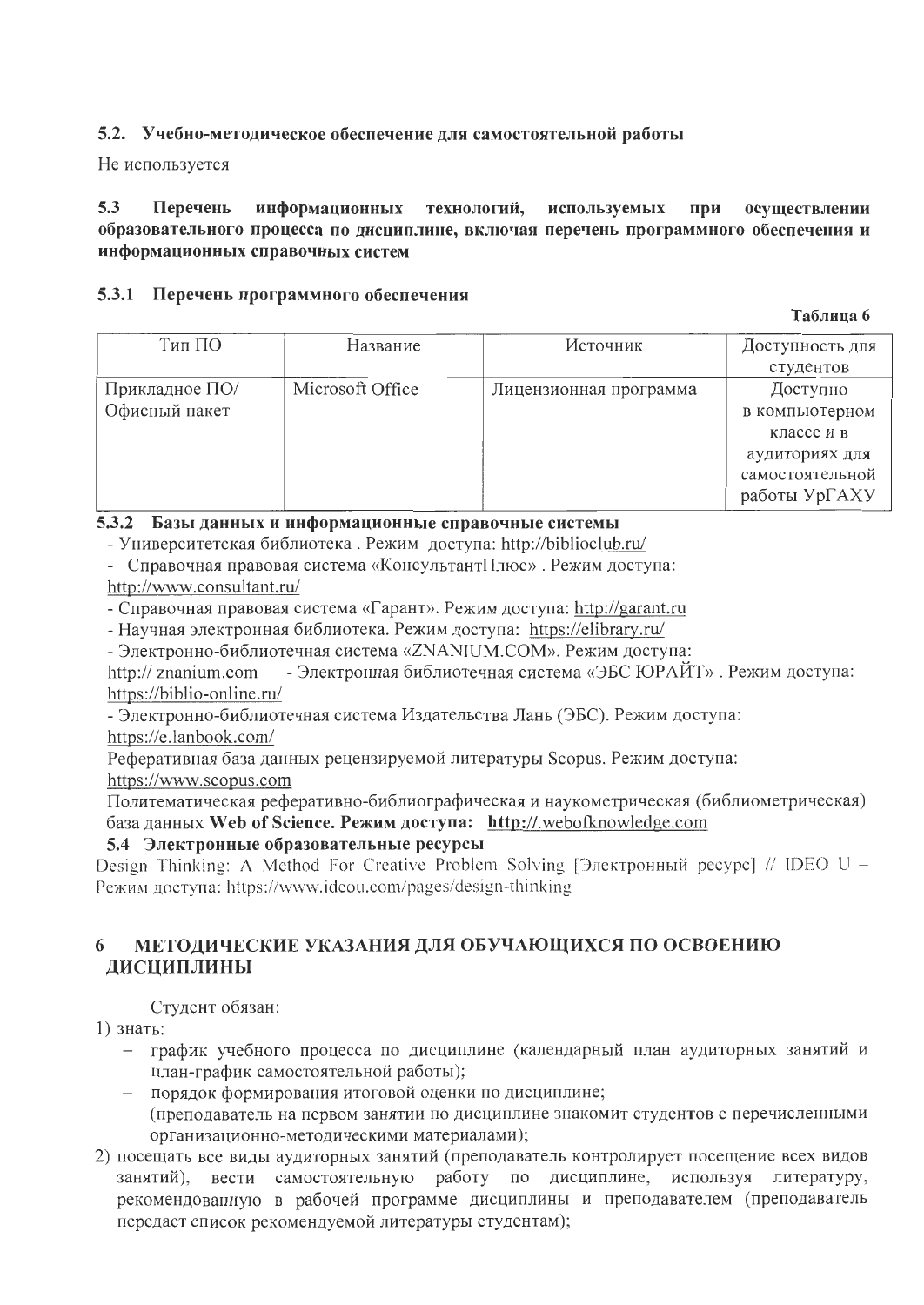### 5.2. Учебно-методическое обеспечение для самостоятельной работы

Не используется

### 5.3 Перечень информационных технологий, используемых при осуществлении образовательного процесса по дисциплине, включая перечень программного обеспечения и информационных справочных систем

#### 5.3.1 Перечень программного обеспечения

**Таблица 6**

| Тип ПО | Название | Источник | Доступность для студентов |
|---|---|---|---|
| Прикладное ПО/ Офисный пакет | Microsoft Office | Лицензионная программа | Доступно в компьютерном классе и в аудиториях для самостоятельной работы УрГАХУ |

#### 5.3.2 Базы данных и информационные справочные системы

- Университетская библиотека . Режим доступа: http://biblioclub.ru/
- Справочная правовая система «КонсультантПлюс» . Режим доступа: http://www.consultant.ru/
- Справочная правовая система «Гарант». Режим доступа: http://garant.ru
- Научная электронная библиотека. Режим доступа: https://elibrary.ru/
- Электронно-библиотечная система «ZNANIUM.COM». Режим доступа: http:// znanium.com
- Электронная библиотечная система «ЭБС ЮРАЙТ» . Режим доступа: https://biblio-online.ru/
- Электронно-библиотечная система Издательства Лань (ЭБС). Режим доступа: https://e.lanbook.com/

Реферативная база данных рецензируемой литературы Scopus. Режим доступа: https://www.scopus.com

Политематическая реферативно-библиографическая и наукометрическая (библиометрическая) база данных **Web of Science. Режим доступа: http://.webofknowledge.com**

#### 5.4 Электронные образовательные ресурсы

Design Thinking: A Method For Creative Problem Solving [Электронный ресурс] // IDEO U – Режим доступа: https://www.ideou.com/pages/design-thinking

## 6 МЕТОДИЧЕСКИЕ УКАЗАНИЯ ДЛЯ ОБУЧАЮЩИХСЯ ПО ОСВОЕНИЮ ДИСЦИПЛИНЫ

Студент обязан:

1) знать:
   - график учебного процесса по дисциплине (календарный план аудиторных занятий и план-график самостоятельной работы);
   - порядок формирования итоговой оценки по дисциплине;
   (преподаватель на первом занятии по дисциплине знакомит студентов с перечисленными организационно-методическими материалами);
2) посещать все виды аудиторных занятий (преподаватель контролирует посещение всех видов занятий), вести самостоятельную работу по дисциплине, используя литературу, рекомендованную в рабочей программе дисциплины и преподавателем (преподаватель передает список рекомендуемой литературы студентам);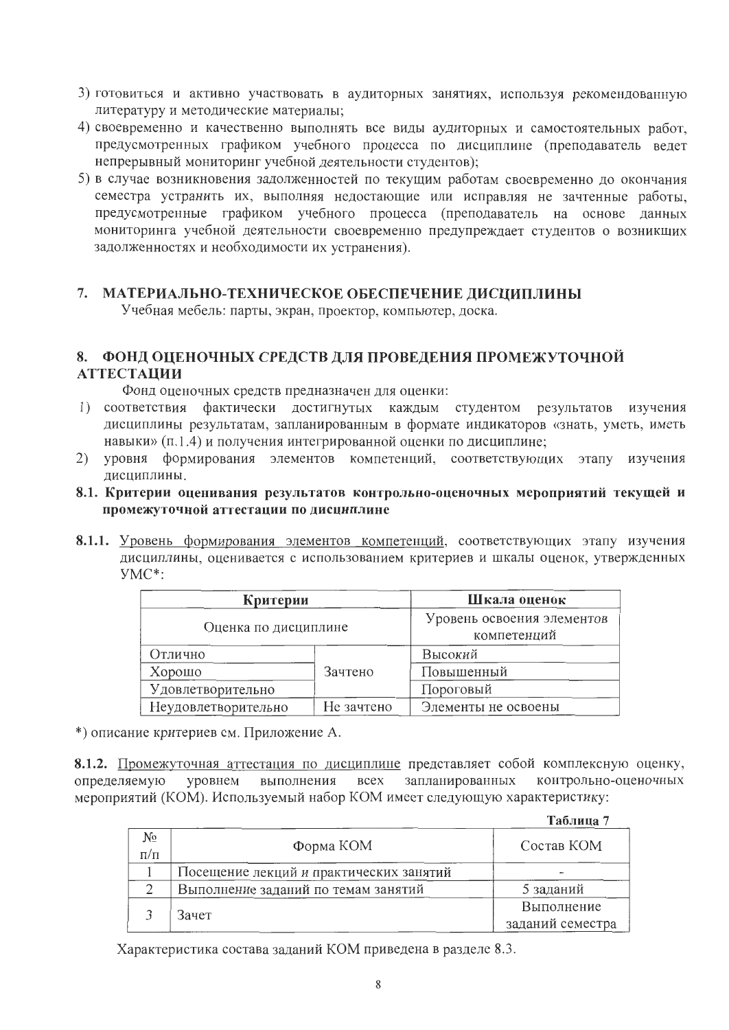3) готовиться и активно участвовать в аудиторных занятиях, используя рекомендованную литературу и методические материалы;
4) своевременно и качественно выполнять все виды аудиторных и самостоятельных работ, предусмотренных графиком учебного процесса по дисциплине (преподаватель ведет непрерывный мониторинг учебной деятельности студентов);
5) в случае возникновения задолженностей по текущим работам своевременно до окончания семестра устранить их, выполняя недостающие или исправляя не зачтенные работы, предусмотренные графиком учебного процесса (преподаватель на основе данных мониторинга учебной деятельности своевременно предупреждает студентов о возникших задолженностях и необходимости их устранения).

## 7. МАТЕРИАЛЬНО-ТЕХНИЧЕСКОЕ ОБЕСПЕЧЕНИЕ ДИСЦИПЛИНЫ

Учебная мебель: парты, экран, проектор, компьютер, доска.

## 8. ФОНД ОЦЕНОЧНЫХ СРЕДСТВ ДЛЯ ПРОВЕДЕНИЯ ПРОМЕЖУТОЧНОЙ АТТЕСТАЦИИ

Фонд оценочных средств предназначен для оценки:

1) соответствия фактически достигнутых каждым студентом результатов изучения дисциплины результатам, запланированным в формате индикаторов «знать, уметь, иметь навыки» (п.1.4) и получения интегрированной оценки по дисциплине;
2) уровня формирования элементов компетенций, соответствующих этапу изучения дисциплины.

### 8.1. Критерии оценивания результатов контрольно-оценочных мероприятий текущей и промежуточной аттестации по дисциплине

**8.1.1.** Уровень формирования элементов компетенций, соответствующих этапу изучения дисциплины, оценивается с использованием критериев и шкалы оценок, утвержденных УМС*:

| Критерии | | Шкала оценок |
|---|---|---|
| Оценка по дисциплине | | Уровень освоения элементов компетенций |
| Отлично | Зачтено | Высокий |
| Хорошо | | Повышенный |
| Удовлетворительно | | Пороговый |
| Неудовлетворительно | Не зачтено | Элементы не освоены |

*) описание критериев см. Приложение А.

**8.1.2.** Промежуточная аттестация по дисциплине представляет собой комплексную оценку, определяемую уровнем выполнения всех запланированных контрольно-оценочных мероприятий (КОМ). Используемый набор КОМ имеет следующую характеристику:

**Таблица 7**

| № п/п | Форма КОМ | Состав КОМ |
|---|---|---|
| 1 | Посещение лекций и практических занятий | - |
| 2 | Выполнение заданий по темам занятий | 5 заданий |
| 3 | Зачет | Выполнение заданий семестра |

Характеристика состава заданий КОМ приведена в разделе 8.3.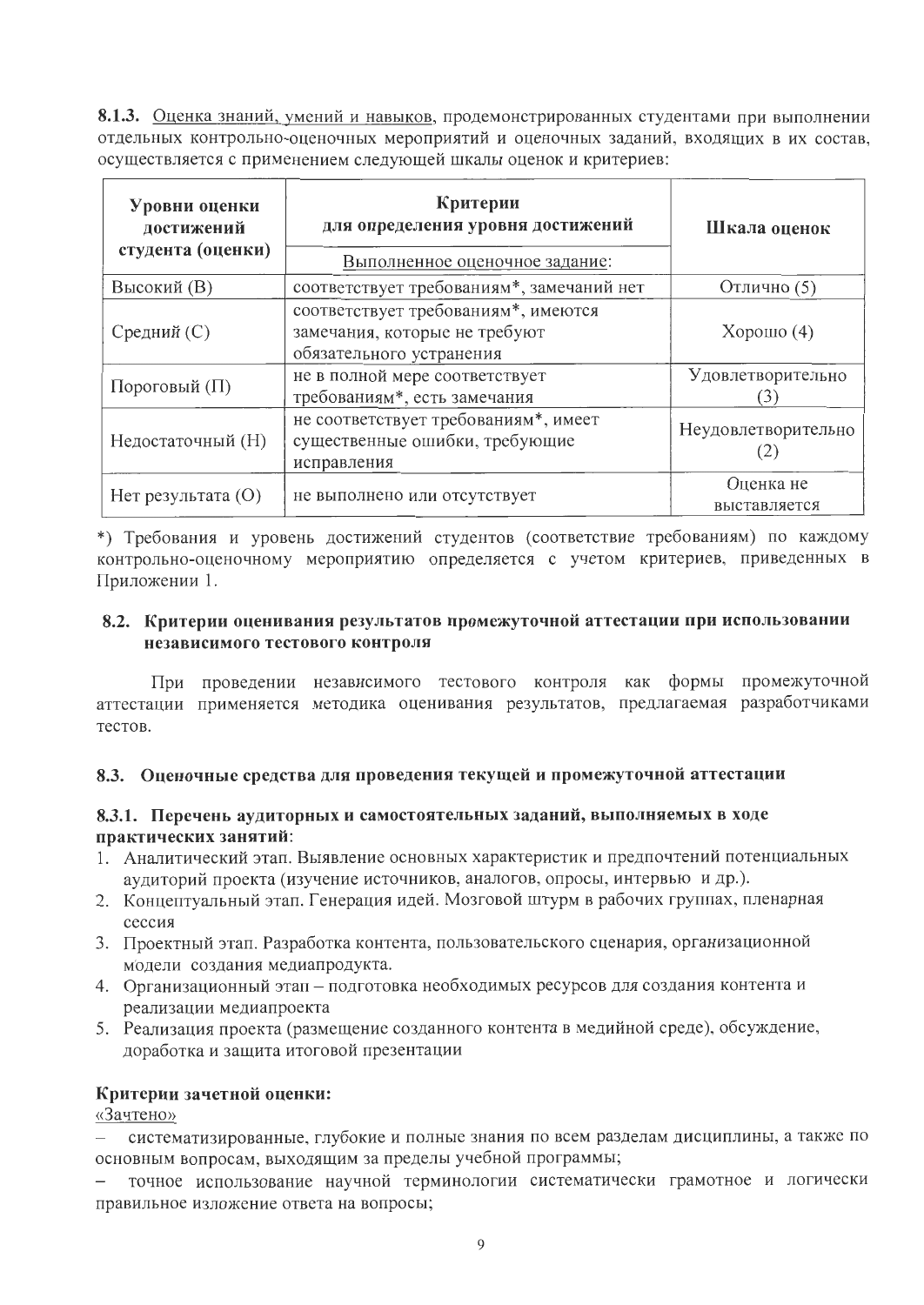**8.1.3.** Оценка знаний, умений и навыков, продемонстрированных студентами при выполнении отдельных контрольно-оценочных мероприятий и оценочных заданий, входящих в их состав, осуществляется с применением следующей шкалы оценок и критериев:

| Уровни оценки достижений студента (оценки) | Критерии для определения уровня достижений | Шкала оценок |
|---|---|---|
| | Выполненное оценочное задание: | |
| Высокий (В) | соответствует требованиям*, замечаний нет | Отлично (5) |
| Средний (С) | соответствует требованиям*, имеются замечания, которые не требуют обязательного устранения | Хорошо (4) |
| Пороговый (П) | не в полной мере соответствует требованиям*, есть замечания | Удовлетворительно (3) |
| Недостаточный (Н) | не соответствует требованиям*, имеет существенные ошибки, требующие исправления | Неудовлетворительно (2) |
| Нет результата (О) | не выполнено или отсутствует | Оценка не выставляется |

*) Требования и уровень достижений студентов (соответствие требованиям) по каждому контрольно-оценочному мероприятию определяется с учетом критериев, приведенных в Приложении 1.

### 8.2. Критерии оценивания результатов промежуточной аттестации при использовании независимого тестового контроля

При проведении независимого тестового контроля как формы промежуточной аттестации применяется методика оценивания результатов, предлагаемая разработчиками тестов.

### 8.3. Оценочные средства для проведения текущей и промежуточной аттестации

#### 8.3.1. Перечень аудиторных и самостоятельных заданий, выполняемых в ходе практических занятий:

1. Аналитический этап. Выявление основных характеристик и предпочтений потенциальных аудиторий проекта (изучение источников, аналогов, опросы, интервью и др.).
2. Концептуальный этап. Генерация идей. Мозговой штурм в рабочих группах, пленарная сессия
3. Проектный этап. Разработка контента, пользовательского сценария, организационной модели создания медиапродукта.
4. Организационный этап – подготовка необходимых ресурсов для создания контента и реализации медиапроекта
5. Реализация проекта (размещение созданного контента в медийной среде), обсуждение, доработка и защита итоговой презентации

**Критерии зачетной оценки:**

«Зачтено»

– систематизированные, глубокие и полные знания по всем разделам дисциплины, а также по основным вопросам, выходящим за пределы учебной программы;

– точное использование научной терминологии систематически грамотное и логически правильное изложение ответа на вопросы;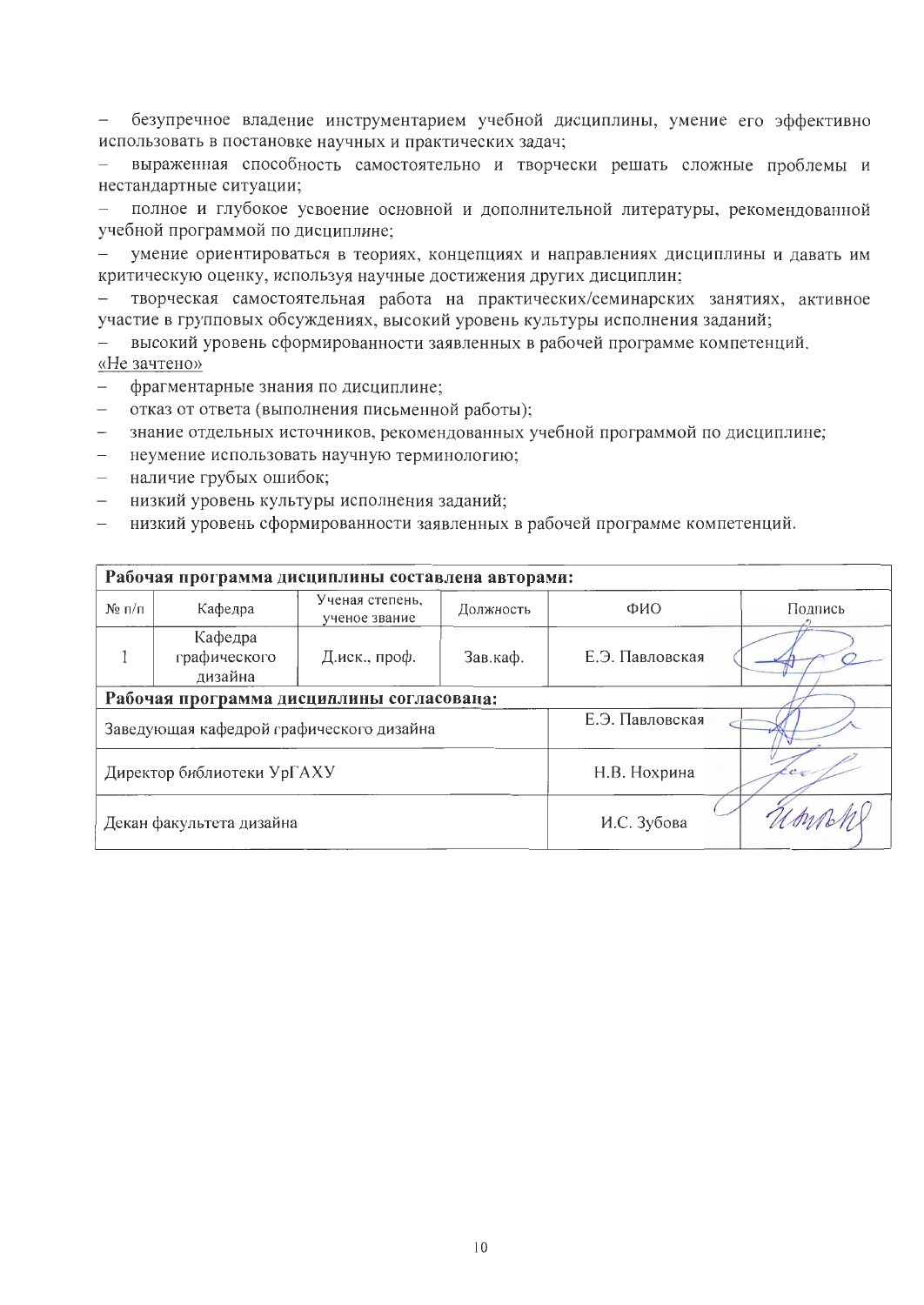- безупречное владение инструментарием учебной дисциплины, умение его эффективно использовать в постановке научных и практических задач;
- выраженная способность самостоятельно и творчески решать сложные проблемы и нестандартные ситуации;
- полное и глубокое усвоение основной и дополнительной литературы, рекомендованной учебной программой по дисциплине;
- умение ориентироваться в теориях, концепциях и направлениях дисциплины и давать им критическую оценку, используя научные достижения других дисциплин;
- творческая самостоятельная работа на практических/семинарских занятиях, активное участие в групповых обсуждениях, высокий уровень культуры исполнения заданий;
- высокий уровень сформированности заявленных в рабочей программе компетенций.

«Не зачтено»

- фрагментарные знания по дисциплине;
- отказ от ответа (выполнения письменной работы);
- знание отдельных источников, рекомендованных учебной программой по дисциплине;
- неумение использовать научную терминологию;
- наличие грубых ошибок;
- низкий уровень культуры исполнения заданий;
- низкий уровень сформированности заявленных в рабочей программе компетенций.

| **Рабочая программа дисциплины составлена авторами:** | | | | | |
|---|---|---|---|---|---|
| № п/п | Кафедра | Ученая степень, ученое звание | Должность | ФИО | Подпись |
| 1 | Кафедра графического дизайна | Д.иск., проф. | Зав.каф. | Е.Э. Павловская | |
| **Рабочая программа дисциплины согласована:** | | | | | |
| Заведующая кафедрой графического дизайна | | | | Е.Э. Павловская | |
| Директор библиотеки УрГАХУ | | | | Н.В. Нохрина | |
| Декан факультета дизайна | | | | И.С. Зубова | |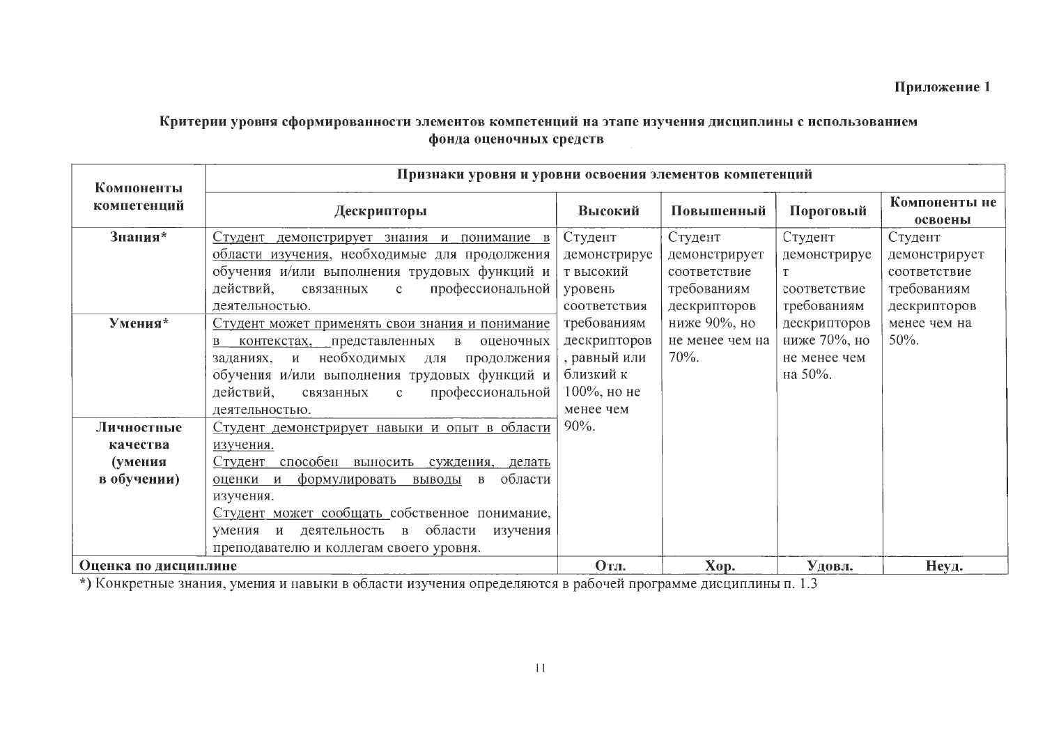**Приложение 1**

**Критерии уровня сформированности элементов компетенций на этапе изучения дисциплины с использованием фонда оценочных средств**

| Компоненты компетенций | Признаки уровня и уровни освоения элементов компетенций | | | | |
|---|---|---|---|---|---|
| | **Дескрипторы** | **Высокий** | **Повышенный** | **Пороговый** | **Компоненты не освоены** |
| **Знания*** | Студент демонстрирует знания и понимание в области изучения, необходимые для продолжения обучения и/или выполнения трудовых функций и действий, связанных с профессиональной деятельностью. | Студент демонстрирует высокий уровень соответствия требованиям дескрипторов, равный или близкий к 100%, но не менее чем 90%. | Студент демонстрирует соответствие требованиям дескрипторов ниже 90%, но не менее чем на 70%. | Студент демонстрирует соответствие требованиям дескрипторов ниже 70%, но не менее чем на 50%. | Студент демонстрирует соответствие требованиям дескрипторов менее чем на 50%. |
| **Умения*** | Студент может применять свои знания и понимание в контекстах, представленных в оценочных заданиях, и необходимых для продолжения обучения и/или выполнения трудовых функций и действий, связанных с профессиональной деятельностью. | | | | |
| **Личностные качества (умения в обучении)** | Студент демонстрирует навыки и опыт в области изучения. Студент способен выносить суждения, делать оценки и формулировать выводы в области изучения. Студент может сообщать собственное понимание, умения и деятельность в области изучения преподавателю и коллегам своего уровня. | | | | |
| **Оценка по дисциплине** | | **Отл.** | **Хор.** | **Удовл.** | **Неуд.** |

*) Конкретные знания, умения и навыки в области изучения определяются в рабочей программе дисциплины п. 1.3